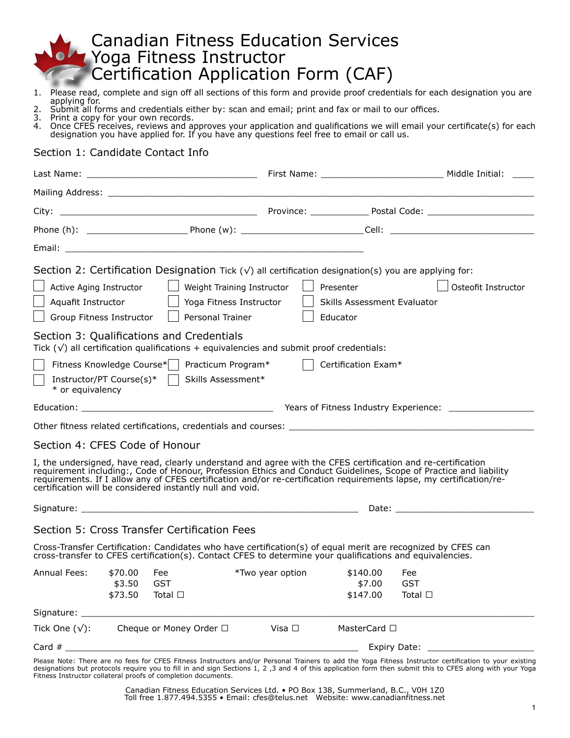# Canadian Fitness Education Services Yoga Fitness Instructor Certification Application Form (CAF)

1. Please read, complete and sign off all sections of this form and provide proof credentials for each designation you are applying for.
2. Submit all forms and credentials either by: scan and email; print and fax or mail to our offices.
3. Print a copy for your own records.
4. Once CFES receives, reviews and approves your application and qualifications we will email your certificate(s) for each designation you have applied for. If you have any questions feel free to email or call us.

## Section 1: Candidate Contact Info

Last Name: ______________________________ First Name: ____________________ Middle Initial: ____

Mailing Address: ______________________________________________________________________

City: ____________________________________ Province: __________ Postal Code: __________________

Phone (h): __________________ Phone (w): ______________________ Cell: ___________________________

Email: _______________________________________________________

## Section 2: Certification Designation

Tick (√) all certification designation(s) you are applying for:

☐ Active Aging Instructor ☐ Weight Training Instructor ☐ Presenter ☐ Osteofit Instructor

☐ Aquafit Instructor ☐ Yoga Fitness Instructor ☐ Skills Assessment Evaluator

☐ Group Fitness Instructor ☐ Personal Trainer ☐ Educator

## Section 3: Qualifications and Credentials

Tick (√) all certification qualifications + equivalencies and submit proof credentials:

☐ Fitness Knowledge Course* ☐ Practicum Program* ☐ Certification Exam*

☐ Instructor/PT Course(s)* ☐ Skills Assessment*

\* or equivalency

Education: __________________________________ Years of Fitness Industry Experience: ________________

Other fitness related certifications, credentials and courses: ____________________________________________

## Section 4: CFES Code of Honour

I, the undersigned, have read, clearly understand and agree with the CFES certification and re-certification requirement including:, Code of Honour, Profession Ethics and Conduct Guidelines, Scope of Practice and liability requirements. If I allow any of CFES certification and/or re-certification requirements lapse, my certification/re-certification will be considered instantly null and void.

Signature: ___________________________________________________ Date: _________________________

## Section 5: Cross Transfer Certification Fees

Cross-Transfer Certification: Candidates who have certification(s) of equal merit are recognized by CFES can cross-transfer to CFES certification(s). Contact CFES to determine your qualifications and equivalencies.

| Annual Fees: | $70.00 | Fee | *Two year option | $140.00 | Fee |
|---|---|---|---|---|---|
| | $3.50 | GST | | $7.00 | GST |
| | $73.50 | Total ☐ | | $147.00 | Total ☐ |

Signature: ________________________________________________________________________________

Tick One (√): Cheque or Money Order ☐ Visa ☐ MasterCard ☐

Card # ____________________________________________________ Expiry Date: ____________________

Please Note: There are no fees for CFES Fitness Instructors and/or Personal Trainers to add the Yoga Fitness Instructor certification to your existing designations but protocols require you to fill in and sign Sections 1, 2 ,3 and 4 of this application form then submit this to CFES along with your Yoga Fitness Instructor collateral proofs of completion documents.

Canadian Fitness Education Services Ltd. • PO Box 138, Summerland, B.C., V0H 1Z0
Toll free 1.877.494.5355 • Email: cfes@telus.net Website: www.canadianfitness.net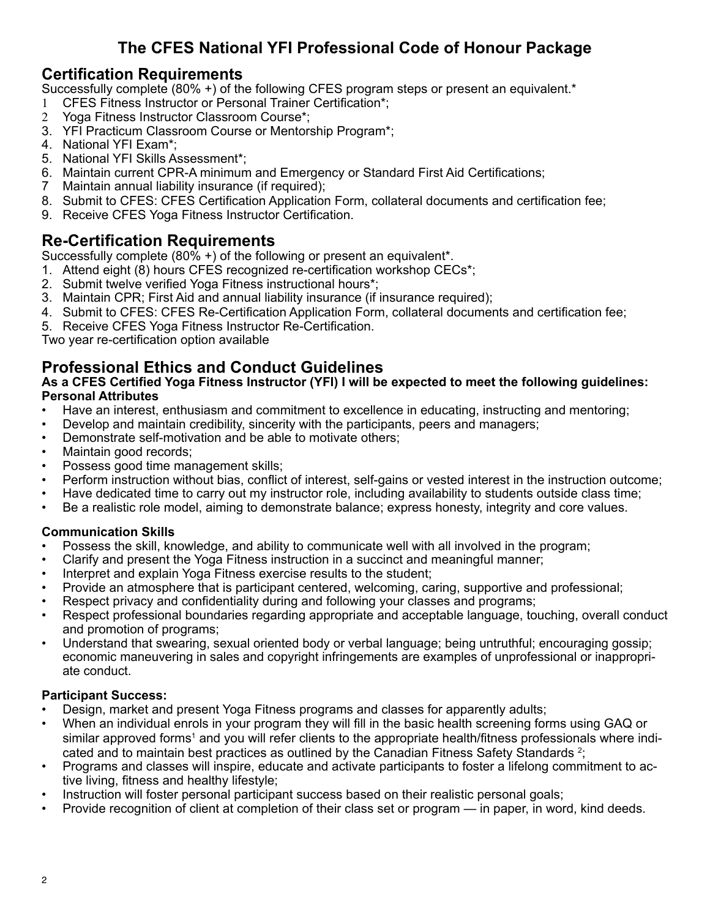# The CFES National YFI Professional Code of Honour Package

## Certification Requirements

Successfully complete (80% +) of the following CFES program steps or present an equivalent.*

1. CFES Fitness Instructor or Personal Trainer Certification*;
2. Yoga Fitness Instructor Classroom Course*;
3. YFI Practicum Classroom Course or Mentorship Program*;
4. National YFI Exam*;
5. National YFI Skills Assessment*;
6. Maintain current CPR-A minimum and Emergency or Standard First Aid Certifications;
7. Maintain annual liability insurance (if required);
8. Submit to CFES: CFES Certification Application Form, collateral documents and certification fee;
9. Receive CFES Yoga Fitness Instructor Certification.

## Re-Certification Requirements

Successfully complete (80% +) of the following or present an equivalent*.

1. Attend eight (8) hours CFES recognized re-certification workshop CECs*;
2. Submit twelve verified Yoga Fitness instructional hours*;
3. Maintain CPR; First Aid and annual liability insurance (if insurance required);
4. Submit to CFES: CFES Re-Certification Application Form, collateral documents and certification fee;
5. Receive CFES Yoga Fitness Instructor Re-Certification.

Two year re-certification option available

## Professional Ethics and Conduct Guidelines

**As a CFES Certified Yoga Fitness Instructor (YFI) I will be expected to meet the following guidelines:**

**Personal Attributes**

- Have an interest, enthusiasm and commitment to excellence in educating, instructing and mentoring;
- Develop and maintain credibility, sincerity with the participants, peers and managers;
- Demonstrate self-motivation and be able to motivate others;
- Maintain good records;
- Possess good time management skills;
- Perform instruction without bias, conflict of interest, self-gains or vested interest in the instruction outcome;
- Have dedicated time to carry out my instructor role, including availability to students outside class time;
- Be a realistic role model, aiming to demonstrate balance; express honesty, integrity and core values.

**Communication Skills**

- Possess the skill, knowledge, and ability to communicate well with all involved in the program;
- Clarify and present the Yoga Fitness instruction in a succinct and meaningful manner;
- Interpret and explain Yoga Fitness exercise results to the student;
- Provide an atmosphere that is participant centered, welcoming, caring, supportive and professional;
- Respect privacy and confidentiality during and following your classes and programs;
- Respect professional boundaries regarding appropriate and acceptable language, touching, overall conduct and promotion of programs;
- Understand that swearing, sexual oriented body or verbal language; being untruthful; encouraging gossip; economic maneuvering in sales and copyright infringements are examples of unprofessional or inappropriate conduct.

**Participant Success:**

- Design, market and present Yoga Fitness programs and classes for apparently adults;
- When an individual enrols in your program they will fill in the basic health screening forms using GAQ or similar approved forms[1] and you will refer clients to the appropriate health/fitness professionals where indicated and to maintain best practices as outlined by the Canadian Fitness Safety Standards [2];
- Programs and classes will inspire, educate and activate participants to foster a lifelong commitment to active living, fitness and healthy lifestyle;
- Instruction will foster personal participant success based on their realistic personal goals;
- Provide recognition of client at completion of their class set or program — in paper, in word, kind deeds.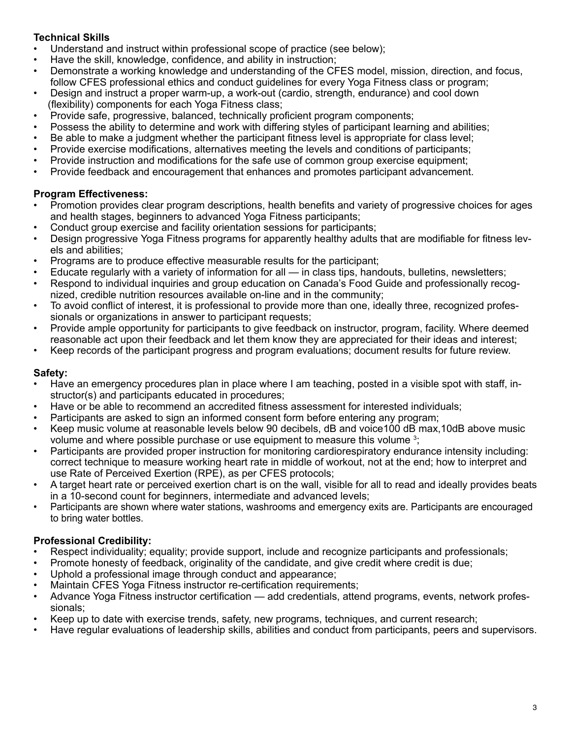**Technical Skills**

- Understand and instruct within professional scope of practice (see below);
- Have the skill, knowledge, confidence, and ability in instruction;
- Demonstrate a working knowledge and understanding of the CFES model, mission, direction, and focus, follow CFES professional ethics and conduct guidelines for every Yoga Fitness class or program;
- Design and instruct a proper warm-up, a work-out (cardio, strength, endurance) and cool down (flexibility) components for each Yoga Fitness class;
- Provide safe, progressive, balanced, technically proficient program components;
- Possess the ability to determine and work with differing styles of participant learning and abilities;
- Be able to make a judgment whether the participant fitness level is appropriate for class level;
- Provide exercise modifications, alternatives meeting the levels and conditions of participants;
- Provide instruction and modifications for the safe use of common group exercise equipment;
- Provide feedback and encouragement that enhances and promotes participant advancement.

**Program Effectiveness:**

- Promotion provides clear program descriptions, health benefits and variety of progressive choices for ages and health stages, beginners to advanced Yoga Fitness participants;
- Conduct group exercise and facility orientation sessions for participants;
- Design progressive Yoga Fitness programs for apparently healthy adults that are modifiable for fitness levels and abilities;
- Programs are to produce effective measurable results for the participant;
- Educate regularly with a variety of information for all — in class tips, handouts, bulletins, newsletters;
- Respond to individual inquiries and group education on Canada's Food Guide and professionally recognized, credible nutrition resources available on-line and in the community;
- To avoid conflict of interest, it is professional to provide more than one, ideally three, recognized professionals or organizations in answer to participant requests;
- Provide ample opportunity for participants to give feedback on instructor, program, facility. Where deemed reasonable act upon their feedback and let them know they are appreciated for their ideas and interest;
- Keep records of the participant progress and program evaluations; document results for future review.

**Safety:**

- Have an emergency procedures plan in place where I am teaching, posted in a visible spot with staff, instructor(s) and participants educated in procedures;
- Have or be able to recommend an accredited fitness assessment for interested individuals;
- Participants are asked to sign an informed consent form before entering any program;
- Keep music volume at reasonable levels below 90 decibels, dB and voice100 dB max,10dB above music volume and where possible purchase or use equipment to measure this volume [3];
- Participants are provided proper instruction for monitoring cardiorespiratory endurance intensity including: correct technique to measure working heart rate in middle of workout, not at the end; how to interpret and use Rate of Perceived Exertion (RPE), as per CFES protocols;
- A target heart rate or perceived exertion chart is on the wall, visible for all to read and ideally provides beats in a 10-second count for beginners, intermediate and advanced levels;
- Participants are shown where water stations, washrooms and emergency exits are. Participants are encouraged to bring water bottles.

**Professional Credibility:**

- Respect individuality; equality; provide support, include and recognize participants and professionals;
- Promote honesty of feedback, originality of the candidate, and give credit where credit is due;
- Uphold a professional image through conduct and appearance;
- Maintain CFES Yoga Fitness instructor re-certification requirements;
- Advance Yoga Fitness instructor certification — add credentials, attend programs, events, network professionals;
- Keep up to date with exercise trends, safety, new programs, techniques, and current research;
- Have regular evaluations of leadership skills, abilities and conduct from participants, peers and supervisors.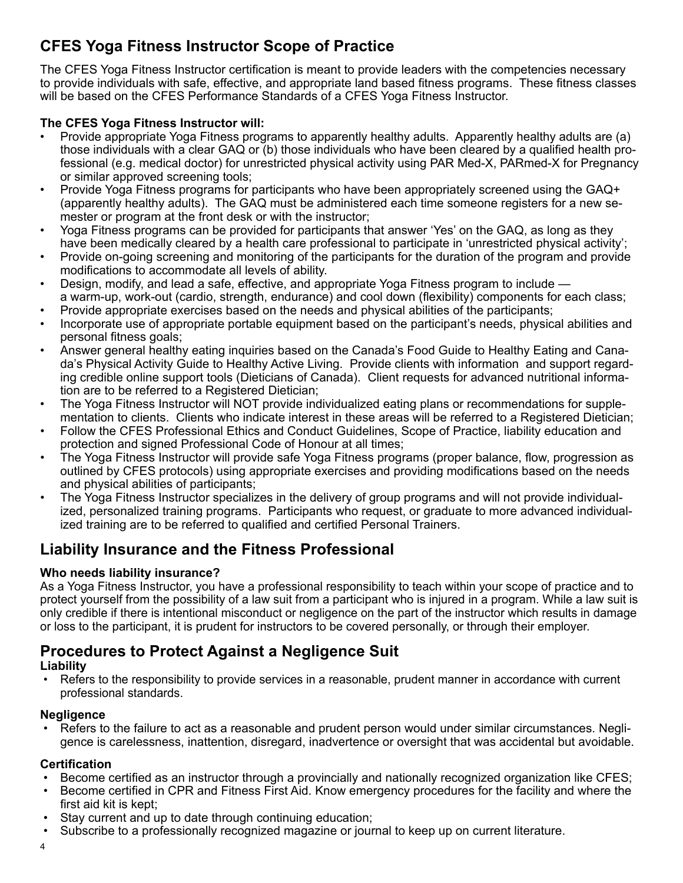## CFES Yoga Fitness Instructor Scope of Practice

The CFES Yoga Fitness Instructor certification is meant to provide leaders with the competencies necessary to provide individuals with safe, effective, and appropriate land based fitness programs. These fitness classes will be based on the CFES Performance Standards of a CFES Yoga Fitness Instructor.

**The CFES Yoga Fitness Instructor will:**

- Provide appropriate Yoga Fitness programs to apparently healthy adults. Apparently healthy adults are (a) those individuals with a clear GAQ or (b) those individuals who have been cleared by a qualified health professional (e.g. medical doctor) for unrestricted physical activity using PAR Med-X, PARmed-X for Pregnancy or similar approved screening tools;
- Provide Yoga Fitness programs for participants who have been appropriately screened using the GAQ+ (apparently healthy adults). The GAQ must be administered each time someone registers for a new semester or program at the front desk or with the instructor;
- Yoga Fitness programs can be provided for participants that answer 'Yes' on the GAQ, as long as they have been medically cleared by a health care professional to participate in 'unrestricted physical activity';
- Provide on-going screening and monitoring of the participants for the duration of the program and provide modifications to accommodate all levels of ability.
- Design, modify, and lead a safe, effective, and appropriate Yoga Fitness program to include — a warm-up, work-out (cardio, strength, endurance) and cool down (flexibility) components for each class;
- Provide appropriate exercises based on the needs and physical abilities of the participants;
- Incorporate use of appropriate portable equipment based on the participant's needs, physical abilities and personal fitness goals;
- Answer general healthy eating inquiries based on the Canada's Food Guide to Healthy Eating and Canada's Physical Activity Guide to Healthy Active Living. Provide clients with information and support regarding credible online support tools (Dieticians of Canada). Client requests for advanced nutritional information are to be referred to a Registered Dietician;
- The Yoga Fitness Instructor will NOT provide individualized eating plans or recommendations for supplementation to clients. Clients who indicate interest in these areas will be referred to a Registered Dietician;
- Follow the CFES Professional Ethics and Conduct Guidelines, Scope of Practice, liability education and protection and signed Professional Code of Honour at all times;
- The Yoga Fitness Instructor will provide safe Yoga Fitness programs (proper balance, flow, progression as outlined by CFES protocols) using appropriate exercises and providing modifications based on the needs and physical abilities of participants;
- The Yoga Fitness Instructor specializes in the delivery of group programs and will not provide individualized, personalized training programs. Participants who request, or graduate to more advanced individualized training are to be referred to qualified and certified Personal Trainers.

## Liability Insurance and the Fitness Professional

**Who needs liability insurance?**

As a Yoga Fitness Instructor, you have a professional responsibility to teach within your scope of practice and to protect yourself from the possibility of a law suit from a participant who is injured in a program. While a law suit is only credible if there is intentional misconduct or negligence on the part of the instructor which results in damage or loss to the participant, it is prudent for instructors to be covered personally, or through their employer.

## Procedures to Protect Against a Negligence Suit

**Liability**

- Refers to the responsibility to provide services in a reasonable, prudent manner in accordance with current professional standards.

**Negligence**

- Refers to the failure to act as a reasonable and prudent person would under similar circumstances. Negligence is carelessness, inattention, disregard, inadvertence or oversight that was accidental but avoidable.

**Certification**

- Become certified as an instructor through a provincially and nationally recognized organization like CFES;
- Become certified in CPR and Fitness First Aid. Know emergency procedures for the facility and where the first aid kit is kept;
- Stay current and up to date through continuing education;
- Subscribe to a professionally recognized magazine or journal to keep up on current literature.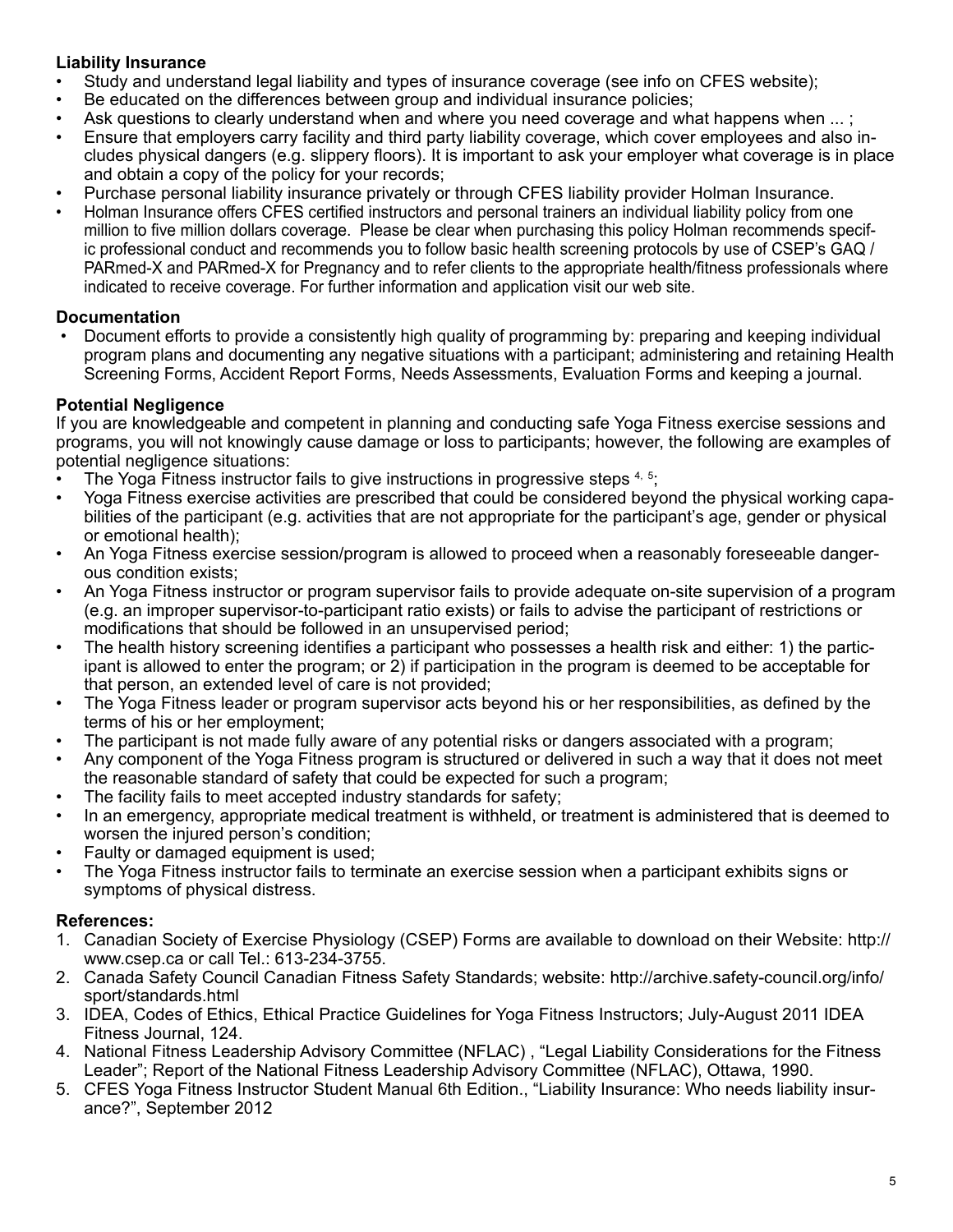**Liability Insurance**

- Study and understand legal liability and types of insurance coverage (see info on CFES website);
- Be educated on the differences between group and individual insurance policies;
- Ask questions to clearly understand when and where you need coverage and what happens when ... ;
- Ensure that employers carry facility and third party liability coverage, which cover employees and also includes physical dangers (e.g. slippery floors). It is important to ask your employer what coverage is in place and obtain a copy of the policy for your records;
- Purchase personal liability insurance privately or through CFES liability provider Holman Insurance.
- Holman Insurance offers CFES certified instructors and personal trainers an individual liability policy from one million to five million dollars coverage. Please be clear when purchasing this policy Holman recommends specific professional conduct and recommends you to follow basic health screening protocols by use of CSEP's GAQ / PARmed-X and PARmed-X for Pregnancy and to refer clients to the appropriate health/fitness professionals where indicated to receive coverage. For further information and application visit our web site.

**Documentation**

- Document efforts to provide a consistently high quality of programming by: preparing and keeping individual program plans and documenting any negative situations with a participant; administering and retaining Health Screening Forms, Accident Report Forms, Needs Assessments, Evaluation Forms and keeping a journal.

**Potential Negligence**

If you are knowledgeable and competent in planning and conducting safe Yoga Fitness exercise sessions and programs, you will not knowingly cause damage or loss to participants; however, the following are examples of potential negligence situations:

- The Yoga Fitness instructor fails to give instructions in progressive steps [4, 5];
- Yoga Fitness exercise activities are prescribed that could be considered beyond the physical working capabilities of the participant (e.g. activities that are not appropriate for the participant's age, gender or physical or emotional health);
- An Yoga Fitness exercise session/program is allowed to proceed when a reasonably foreseeable dangerous condition exists;
- An Yoga Fitness instructor or program supervisor fails to provide adequate on-site supervision of a program (e.g. an improper supervisor-to-participant ratio exists) or fails to advise the participant of restrictions or modifications that should be followed in an unsupervised period;
- The health history screening identifies a participant who possesses a health risk and either: 1) the participant is allowed to enter the program; or 2) if participation in the program is deemed to be acceptable for that person, an extended level of care is not provided;
- The Yoga Fitness leader or program supervisor acts beyond his or her responsibilities, as defined by the terms of his or her employment;
- The participant is not made fully aware of any potential risks or dangers associated with a program;
- Any component of the Yoga Fitness program is structured or delivered in such a way that it does not meet the reasonable standard of safety that could be expected for such a program;
- The facility fails to meet accepted industry standards for safety;
- In an emergency, appropriate medical treatment is withheld, or treatment is administered that is deemed to worsen the injured person's condition;
- Faulty or damaged equipment is used;
- The Yoga Fitness instructor fails to terminate an exercise session when a participant exhibits signs or symptoms of physical distress.

**References:**

1. Canadian Society of Exercise Physiology (CSEP) Forms are available to download on their Website: http://www.csep.ca or call Tel.: 613-234-3755.
2. Canada Safety Council Canadian Fitness Safety Standards; website: http://archive.safety-council.org/info/sport/standards.html
3. IDEA, Codes of Ethics, Ethical Practice Guidelines for Yoga Fitness Instructors; July-August 2011 IDEA Fitness Journal, 124.
4. National Fitness Leadership Advisory Committee (NFLAC) , "Legal Liability Considerations for the Fitness Leader"; Report of the National Fitness Leadership Advisory Committee (NFLAC), Ottawa, 1990.
5. CFES Yoga Fitness Instructor Student Manual 6th Edition., "Liability Insurance: Who needs liability insurance?", September 2012